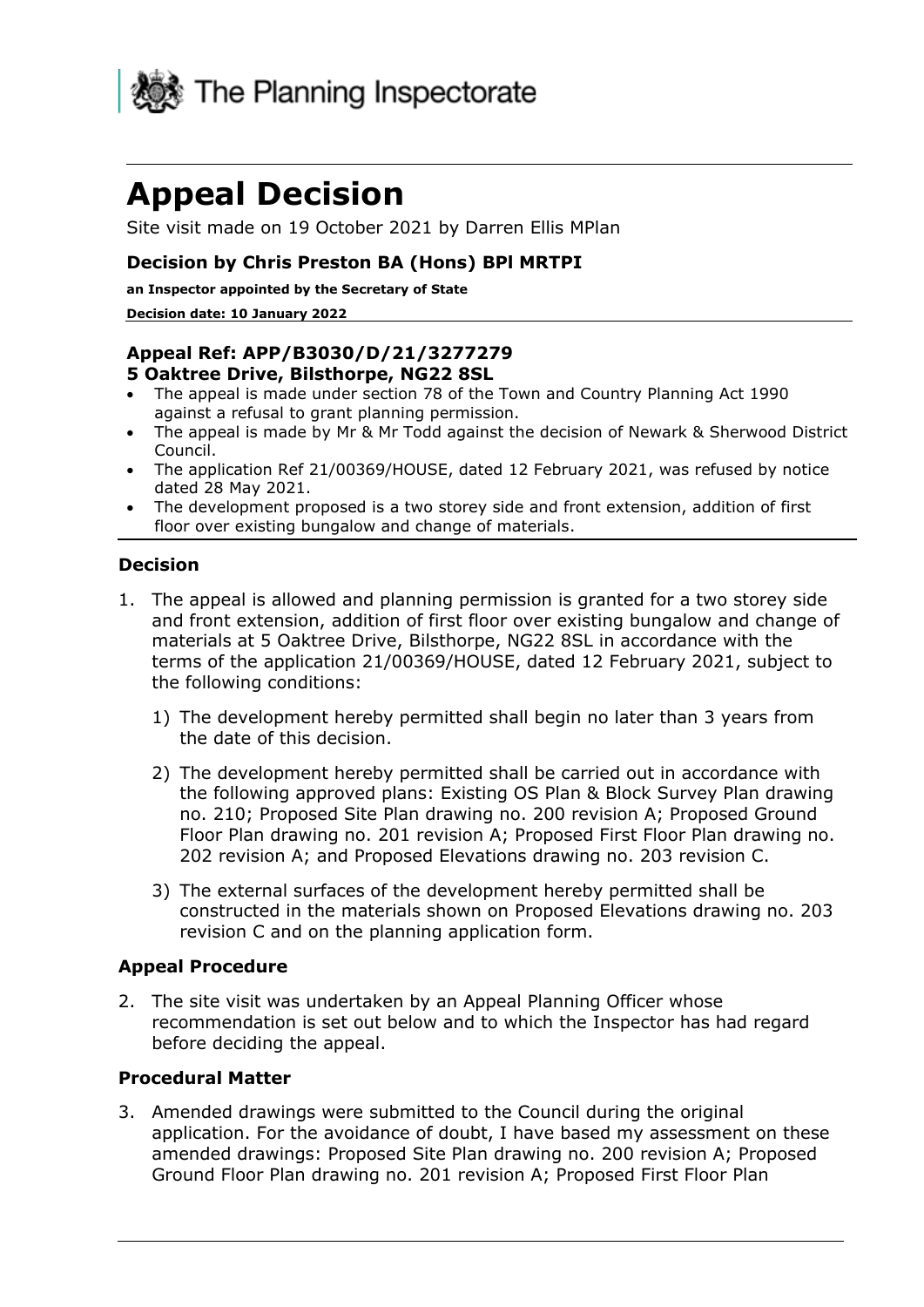The Planning Inspectorate

# Appeal Decision

Site visit made on 19 October 2021 by Darren Ellis MPlan

**Decision by Chris Preston BA (Hons) BPl MRTPI**

**an Inspector appointed by the Secretary of State**

**Decision date: 10 January 2022**

**Appeal Ref: APP/B3030/D/21/3277279**
**5 Oaktree Drive, Bilsthorpe, NG22 8SL**

- The appeal is made under section 78 of the Town and Country Planning Act 1990 against a refusal to grant planning permission.
- The appeal is made by Mr & Mr Todd against the decision of Newark & Sherwood District Council.
- The application Ref 21/00369/HOUSE, dated 12 February 2021, was refused by notice dated 28 May 2021.
- The development proposed is a two storey side and front extension, addition of first floor over existing bungalow and change of materials.

### Decision

1. The appeal is allowed and planning permission is granted for a two storey side and front extension, addition of first floor over existing bungalow and change of materials at 5 Oaktree Drive, Bilsthorpe, NG22 8SL in accordance with the terms of the application 21/00369/HOUSE, dated 12 February 2021, subject to the following conditions:

    1) The development hereby permitted shall begin no later than 3 years from the date of this decision.

    2) The development hereby permitted shall be carried out in accordance with the following approved plans: Existing OS Plan & Block Survey Plan drawing no. 210; Proposed Site Plan drawing no. 200 revision A; Proposed Ground Floor Plan drawing no. 201 revision A; Proposed First Floor Plan drawing no. 202 revision A; and Proposed Elevations drawing no. 203 revision C.

    3) The external surfaces of the development hereby permitted shall be constructed in the materials shown on Proposed Elevations drawing no. 203 revision C and on the planning application form.

### Appeal Procedure

2. The site visit was undertaken by an Appeal Planning Officer whose recommendation is set out below and to which the Inspector has had regard before deciding the appeal.

### Procedural Matter

3. Amended drawings were submitted to the Council during the original application. For the avoidance of doubt, I have based my assessment on these amended drawings: Proposed Site Plan drawing no. 200 revision A; Proposed Ground Floor Plan drawing no. 201 revision A; Proposed First Floor Plan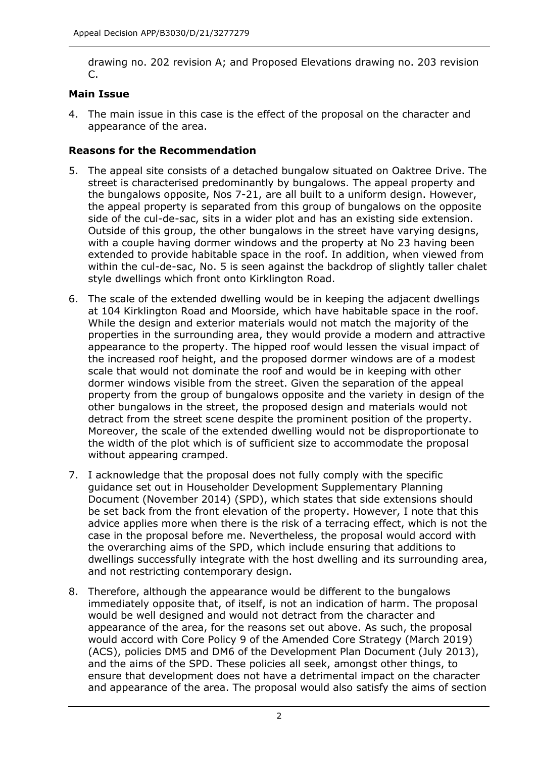drawing no. 202 revision A; and Proposed Elevations drawing no. 203 revision C.

**Main Issue**

4. The main issue in this case is the effect of the proposal on the character and appearance of the area.

**Reasons for the Recommendation**

5. The appeal site consists of a detached bungalow situated on Oaktree Drive. The street is characterised predominantly by bungalows. The appeal property and the bungalows opposite, Nos 7-21, are all built to a uniform design. However, the appeal property is separated from this group of bungalows on the opposite side of the cul-de-sac, sits in a wider plot and has an existing side extension. Outside of this group, the other bungalows in the street have varying designs, with a couple having dormer windows and the property at No 23 having been extended to provide habitable space in the roof. In addition, when viewed from within the cul-de-sac, No. 5 is seen against the backdrop of slightly taller chalet style dwellings which front onto Kirklington Road.

6. The scale of the extended dwelling would be in keeping the adjacent dwellings at 104 Kirklington Road and Moorside, which have habitable space in the roof. While the design and exterior materials would not match the majority of the properties in the surrounding area, they would provide a modern and attractive appearance to the property. The hipped roof would lessen the visual impact of the increased roof height, and the proposed dormer windows are of a modest scale that would not dominate the roof and would be in keeping with other dormer windows visible from the street. Given the separation of the appeal property from the group of bungalows opposite and the variety in design of the other bungalows in the street, the proposed design and materials would not detract from the street scene despite the prominent position of the property. Moreover, the scale of the extended dwelling would not be disproportionate to the width of the plot which is of sufficient size to accommodate the proposal without appearing cramped.

7. I acknowledge that the proposal does not fully comply with the specific guidance set out in Householder Development Supplementary Planning Document (November 2014) (SPD), which states that side extensions should be set back from the front elevation of the property. However, I note that this advice applies more when there is the risk of a terracing effect, which is not the case in the proposal before me. Nevertheless, the proposal would accord with the overarching aims of the SPD, which include ensuring that additions to dwellings successfully integrate with the host dwelling and its surrounding area, and not restricting contemporary design.

8. Therefore, although the appearance would be different to the bungalows immediately opposite that, of itself, is not an indication of harm. The proposal would be well designed and would not detract from the character and appearance of the area, for the reasons set out above. As such, the proposal would accord with Core Policy 9 of the Amended Core Strategy (March 2019) (ACS), policies DM5 and DM6 of the Development Plan Document (July 2013), and the aims of the SPD. These policies all seek, amongst other things, to ensure that development does not have a detrimental impact on the character and appearance of the area. The proposal would also satisfy the aims of section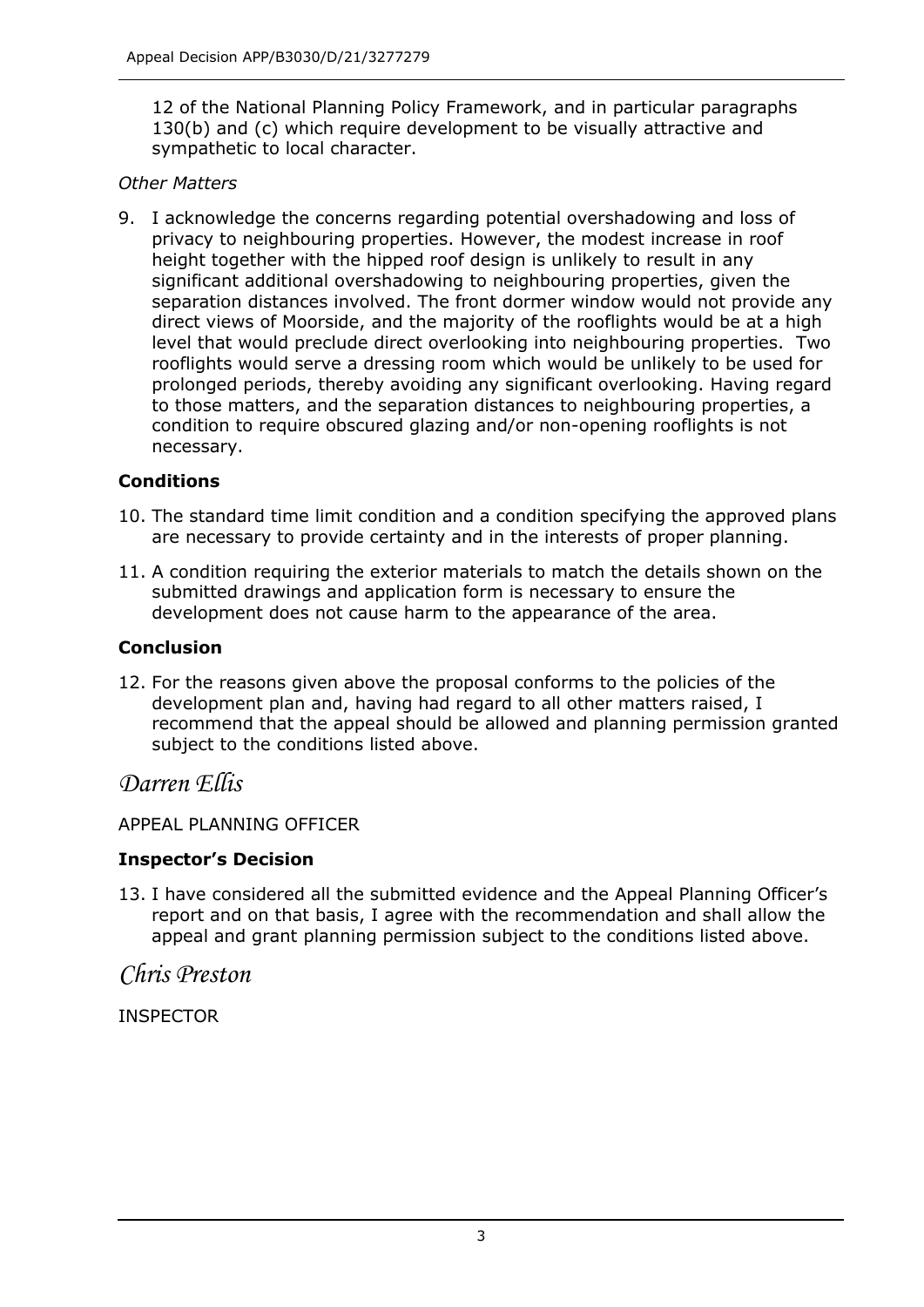12 of the National Planning Policy Framework, and in particular paragraphs 130(b) and (c) which require development to be visually attractive and sympathetic to local character.

*Other Matters*

9. I acknowledge the concerns regarding potential overshadowing and loss of privacy to neighbouring properties. However, the modest increase in roof height together with the hipped roof design is unlikely to result in any significant additional overshadowing to neighbouring properties, given the separation distances involved. The front dormer window would not provide any direct views of Moorside, and the majority of the rooflights would be at a high level that would preclude direct overlooking into neighbouring properties. Two rooflights would serve a dressing room which would be unlikely to be used for prolonged periods, thereby avoiding any significant overlooking. Having regard to those matters, and the separation distances to neighbouring properties, a condition to require obscured glazing and/or non-opening rooflights is not necessary.

**Conditions**

10. The standard time limit condition and a condition specifying the approved plans are necessary to provide certainty and in the interests of proper planning.

11. A condition requiring the exterior materials to match the details shown on the submitted drawings and application form is necessary to ensure the development does not cause harm to the appearance of the area.

**Conclusion**

12. For the reasons given above the proposal conforms to the policies of the development plan and, having had regard to all other matters raised, I recommend that the appeal should be allowed and planning permission granted subject to the conditions listed above.

*Darren Ellis*

APPEAL PLANNING OFFICER

**Inspector's Decision**

13. I have considered all the submitted evidence and the Appeal Planning Officer's report and on that basis, I agree with the recommendation and shall allow the appeal and grant planning permission subject to the conditions listed above.

*Chris Preston*

INSPECTOR